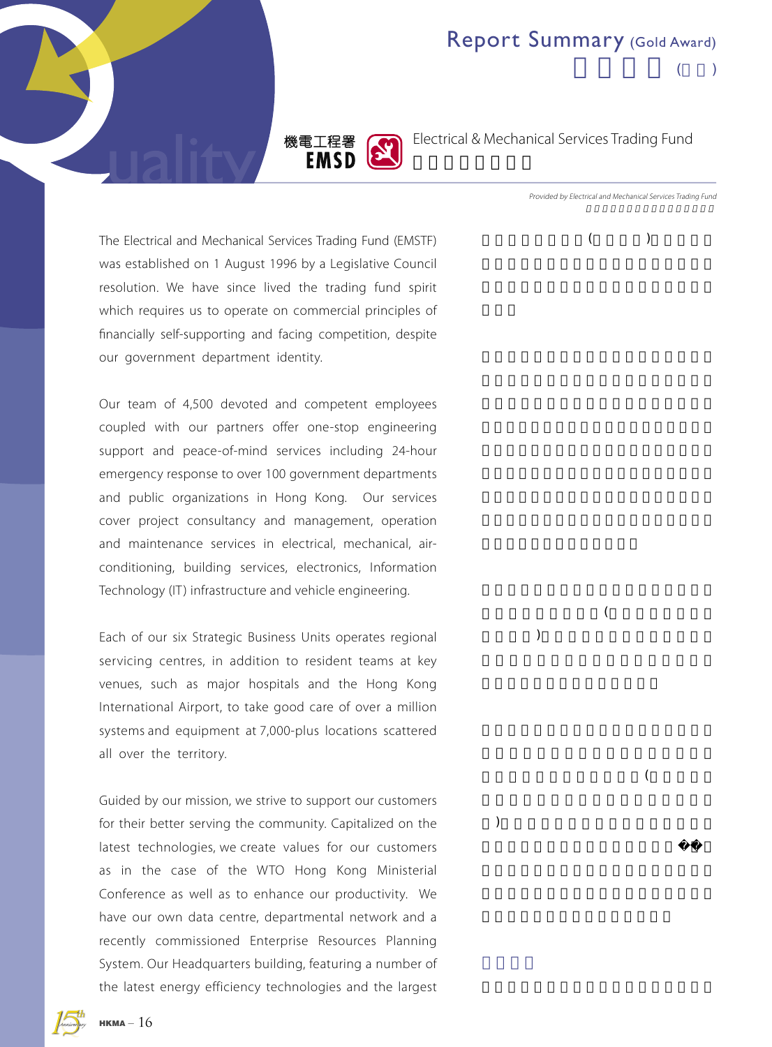# Report Summary (Gold Award)

機電工程署 EMSD

## Electrical & Mechanical Services Trading Fund

*Provided by Electrical and Mechanical Services Trading Fund*

The Electrical and Mechanical Services Trading Fund (EMSTF) was established on 1 August 1996 by a Legislative Council resolution. We have since lived the trading fund spirit which requires us to operate on commercial principles of financially self-supporting and facing competition, despite our government department identity.

Our team of 4,500 devoted and competent employees coupled with our partners offer one-stop engineering support and peace-of-mind services including 24-hour emergency response to over 100 government departments and public organizations in Hong Kong. Our services cover project consultancy and management, operation and maintenance services in electrical, mechanical, air-conditioning, building services, electronics, Information Technology (IT) infrastructure and vehicle engineering.

Each of our six Strategic Business Units operates regional servicing centres, in addition to resident teams at key venues, such as major hospitals and the Hong Kong International Airport, to take good care of over a million systems and equipment at 7,000-plus locations scattered all over the territory.

Guided by our mission, we strive to support our customers for their better serving the community. Capitalized on the latest technologies, we create values for our customers as in the case of the WTO Hong Kong Ministerial Conference as well as to enhance our productivity. We have our own data centre, departmental network and a recently commissioned Enterprise Resources Planning System. Our Headquarters building, featuring a number of the latest energy efficiency technologies and the largest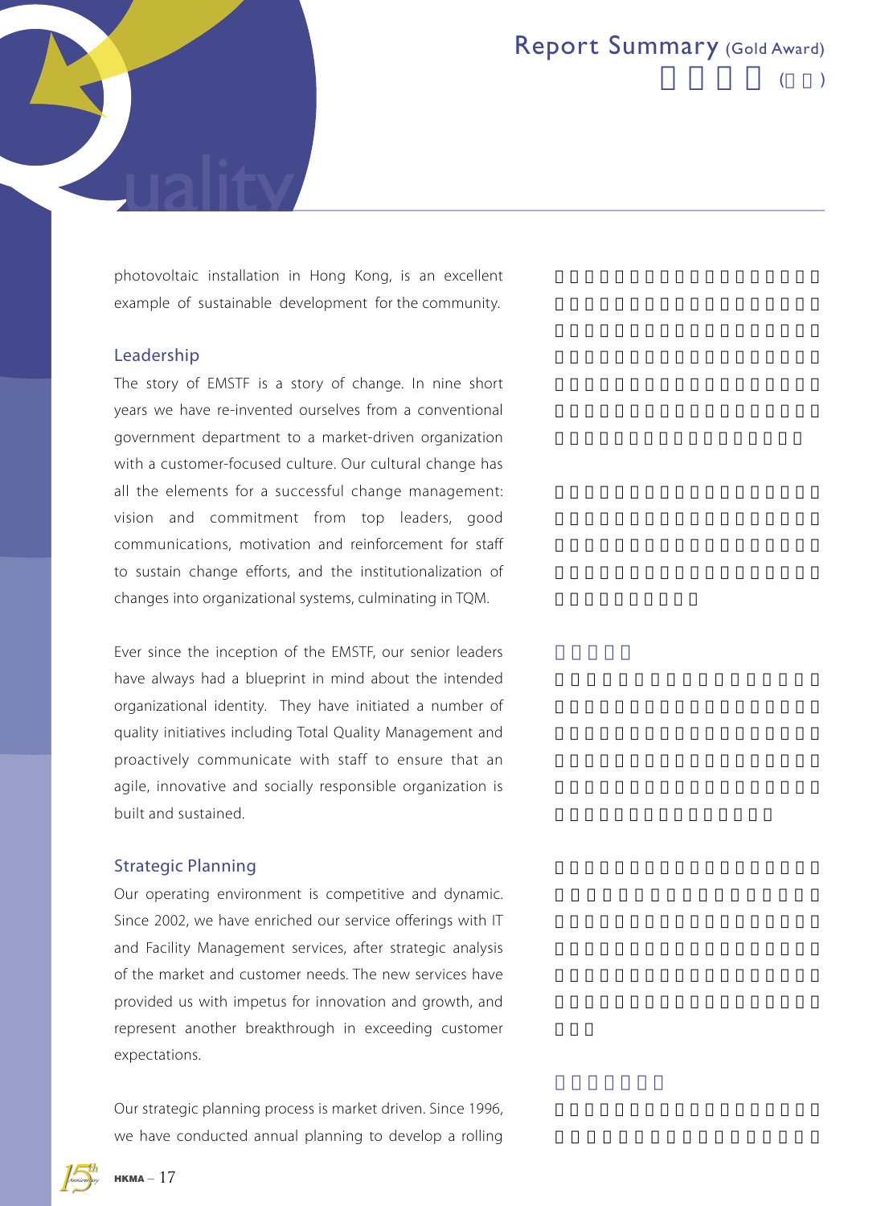photovoltaic installation in Hong Kong, is an excellent example of sustainable development for the community.

## Leadership

The story of EMSTF is a story of change. In nine short years we have re-invented ourselves from a conventional government department to a market-driven organization with a customer-focused culture. Our cultural change has all the elements for a successful change management: vision and commitment from top leaders, good communications, motivation and reinforcement for staff to sustain change efforts, and the institutionalization of changes into organizational systems, culminating in TQM.

Ever since the inception of the EMSTF, our senior leaders have always had a blueprint in mind about the intended organizational identity. They have initiated a number of quality initiatives including Total Quality Management and proactively communicate with staff to ensure that an agile, innovative and socially responsible organization is built and sustained.

## Strategic Planning

Our operating environment is competitive and dynamic. Since 2002, we have enriched our service offerings with IT and Facility Management services, after strategic analysis of the market and customer needs. The new services have provided us with impetus for innovation and growth, and represent another breakthrough in exceeding customer expectations.

Our strategic planning process is market driven. Since 1996, we have conducted annual planning to develop a rolling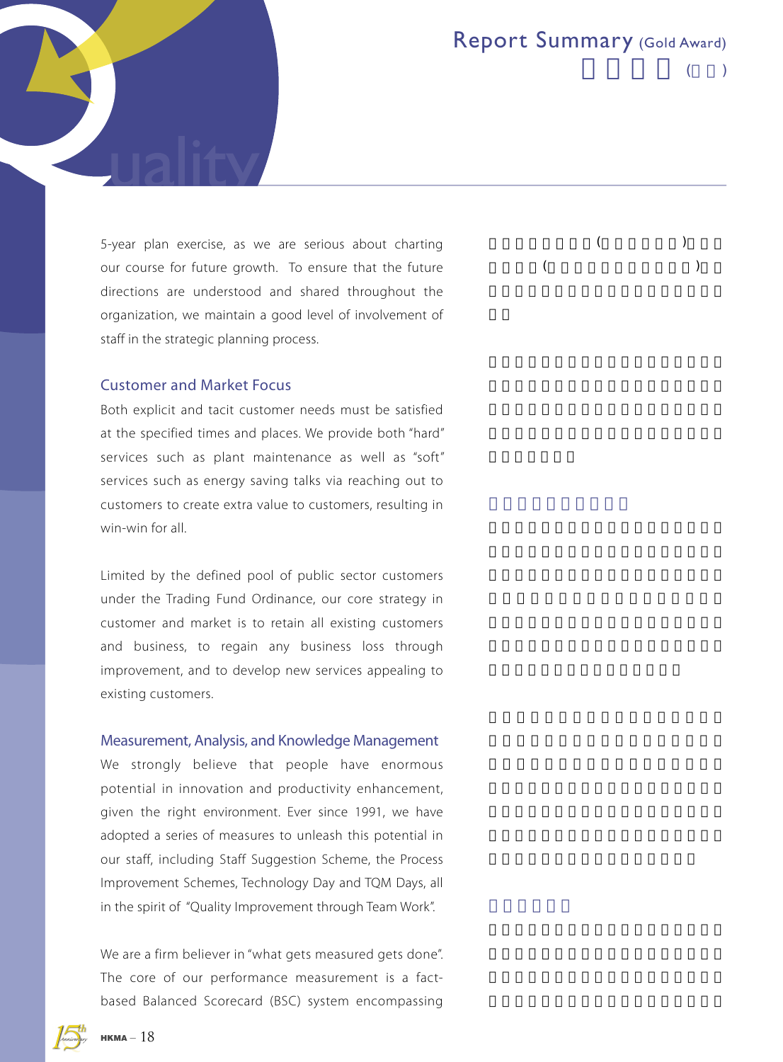5-year plan exercise, as we are serious about charting our course for future growth. To ensure that the future directions are understood and shared throughout the organization, we maintain a good level of involvement of staff in the strategic planning process.

## Customer and Market Focus

Both explicit and tacit customer needs must be satisfied at the specified times and places. We provide both "hard" services such as plant maintenance as well as "soft" services such as energy saving talks via reaching out to customers to create extra value to customers, resulting in win-win for all.

Limited by the defined pool of public sector customers under the Trading Fund Ordinance, our core strategy in customer and market is to retain all existing customers and business, to regain any business loss through improvement, and to develop new services appealing to existing customers.

## Measurement, Analysis, and Knowledge Management

We strongly believe that people have enormous potential in innovation and productivity enhancement, given the right environment. Ever since 1991, we have adopted a series of measures to unleash this potential in our staff, including Staff Suggestion Scheme, the Process Improvement Schemes, Technology Day and TQM Days, all in the spirit of "Quality Improvement through Team Work".

We are a firm believer in "what gets measured gets done". The core of our performance measurement is a fact-based Balanced Scorecard (BSC) system encompassing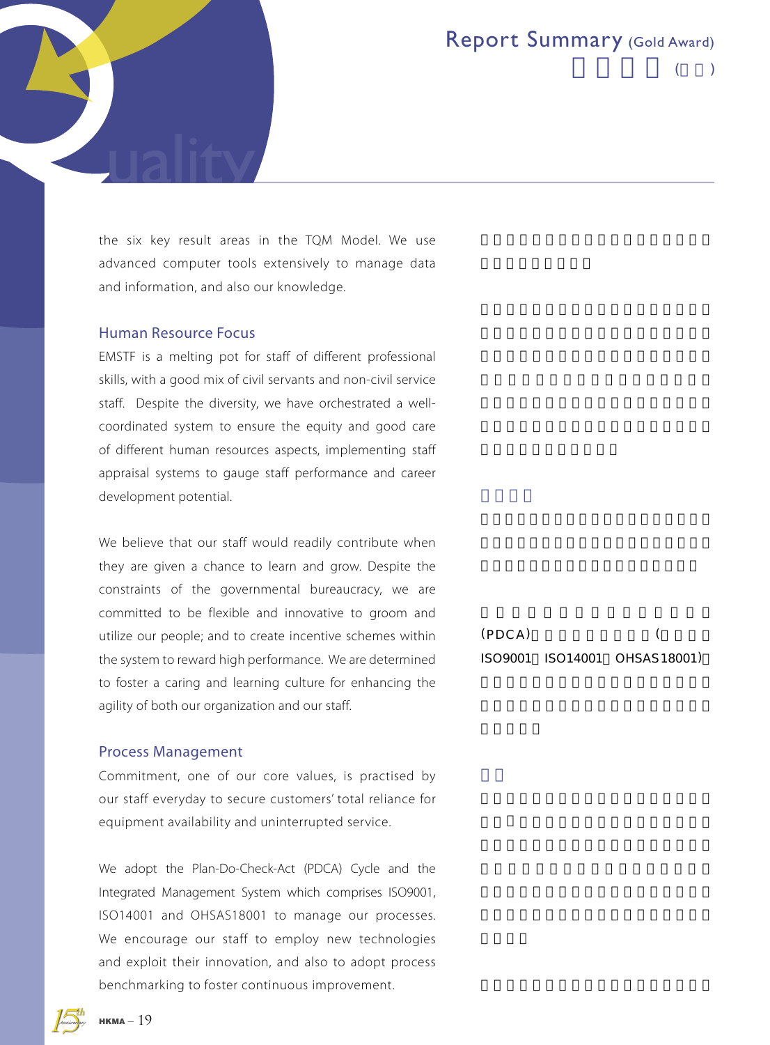the six key result areas in the TQM Model. We use advanced computer tools extensively to manage data and information, and also our knowledge.

### Human Resource Focus

EMSTF is a melting pot for staff of different professional skills, with a good mix of civil servants and non-civil service staff. Despite the diversity, we have orchestrated a well-coordinated system to ensure the equity and good care of different human resources aspects, implementing staff appraisal systems to gauge staff performance and career development potential.

We believe that our staff would readily contribute when they are given a chance to learn and grow. Despite the constraints of the governmental bureaucracy, we are committed to be flexible and innovative to groom and utilize our people; and to create incentive schemes within the system to reward high performance. We are determined to foster a caring and learning culture for enhancing the agility of both our organization and our staff.

### Process Management

Commitment, one of our core values, is practised by our staff everyday to secure customers' total reliance for equipment availability and uninterrupted service.

We adopt the Plan-Do-Check-Act (PDCA) Cycle and the Integrated Management System which comprises ISO9001, ISO14001 and OHSAS18001 to manage our processes. We encourage our staff to employ new technologies and exploit their innovation, and also to adopt process benchmarking to foster continuous improvement.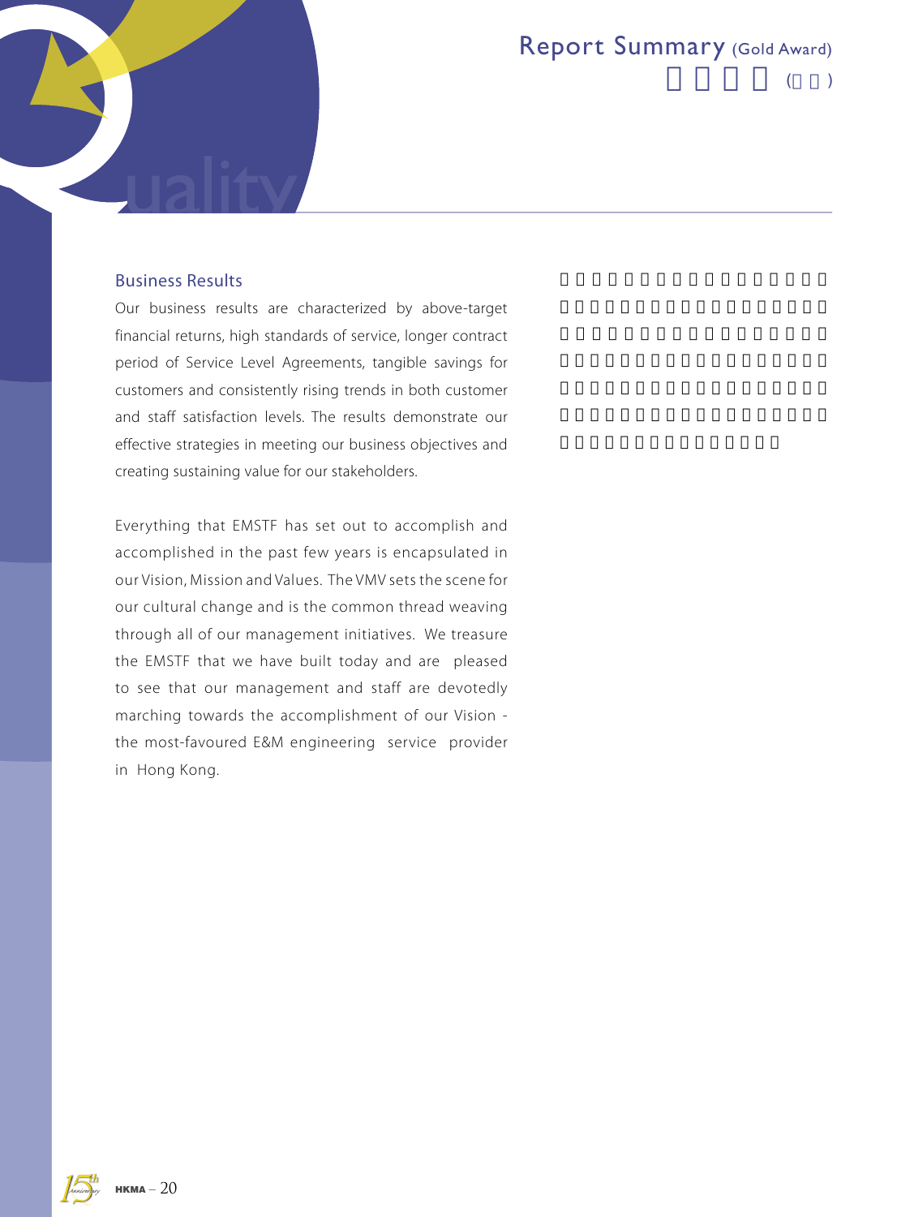# Report Summary (Gold Award)

## Business Results

Our business results are characterized by above-target financial returns, high standards of service, longer contract period of Service Level Agreements, tangible savings for customers and consistently rising trends in both customer and staff satisfaction levels. The results demonstrate our effective strategies in meeting our business objectives and creating sustaining value for our stakeholders.

Everything that EMSTF has set out to accomplish and accomplished in the past few years is encapsulated in our Vision, Mission and Values. The VMV sets the scene for our cultural change and is the common thread weaving through all of our management initiatives. We treasure the EMSTF that we have built today and are pleased to see that our management and staff are devotedly marching towards the accomplishment of our Vision - the most-favoured E&M engineering service provider in Hong Kong.